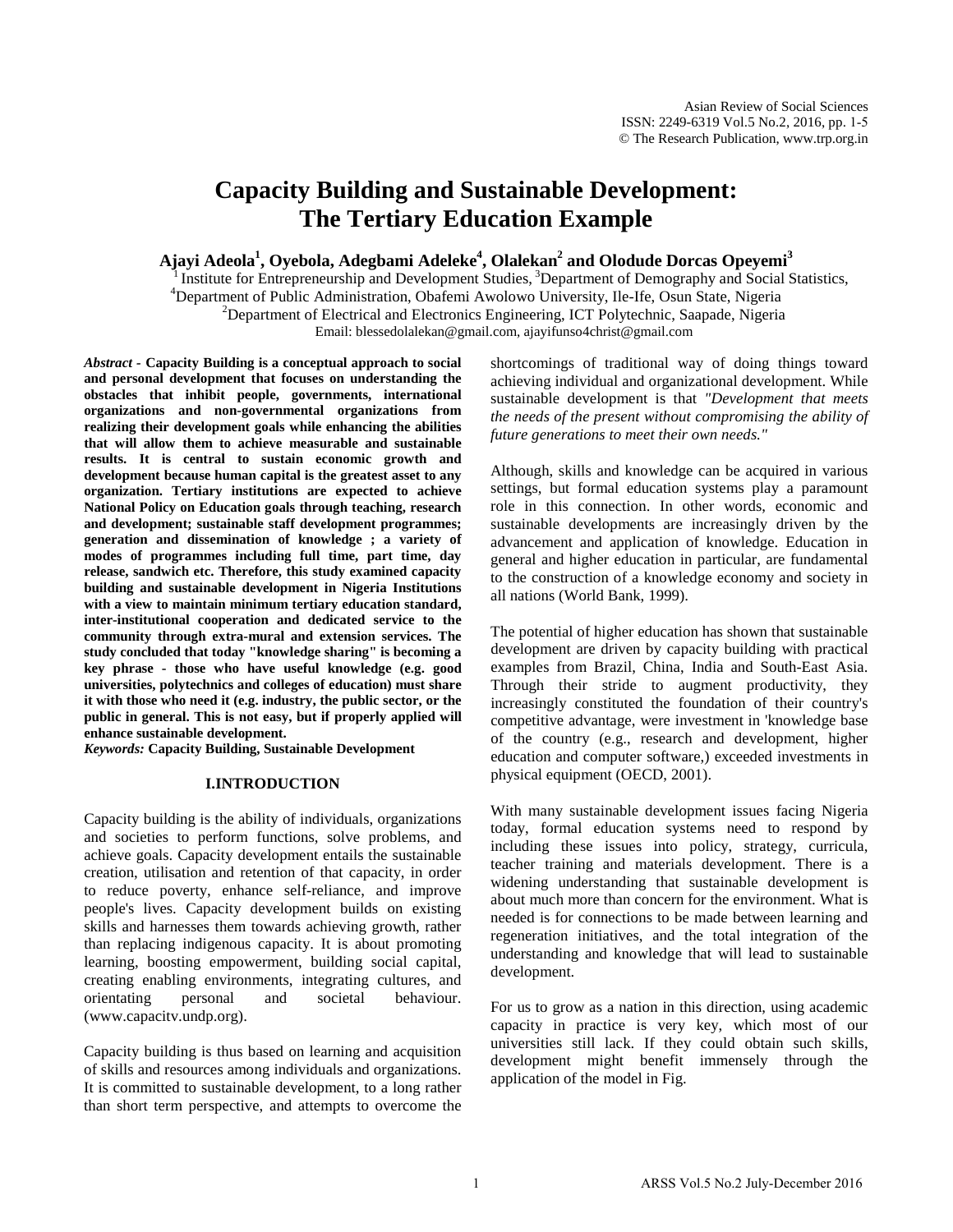# Capacity Building and Sustainable Development: The Tertiary Education Example

**Ajayi Adeola[1], Oyebola, Adegbami Adeleke[4], Olalekan[2] and Olodude Dorcas Opeyemi[3]**

[1] Institute for Entrepreneurship and Development Studies, [3]Department of Demography and Social Statistics,
[4]Department of Public Administration, Obafemi Awolowo University, Ile-Ife, Osun State, Nigeria
[2]Department of Electrical and Electronics Engineering, ICT Polytechnic, Saapade, Nigeria
Email: blessedolalekan@gmail.com, ajayifunso4christ@gmail.com

***Abstract* - Capacity Building is a conceptual approach to social and personal development that focuses on understanding the obstacles that inhibit people, governments, international organizations and non-governmental organizations from realizing their development goals while enhancing the abilities that will allow them to achieve measurable and sustainable results. It is central to sustain economic growth and development because human capital is the greatest asset to any organization. Tertiary institutions are expected to achieve National Policy on Education goals through teaching, research and development; sustainable staff development programmes; generation and dissemination of knowledge ; a variety of modes of programmes including full time, part time, day release, sandwich etc. Therefore, this study examined capacity building and sustainable development in Nigeria Institutions with a view to maintain minimum tertiary education standard, inter-institutional cooperation and dedicated service to the community through extra-mural and extension services. The study concluded that today "knowledge sharing" is becoming a key phrase - those who have useful knowledge (e.g. good universities, polytechnics and colleges of education) must share it with those who need it (e.g. industry, the public sector, or the public in general. This is not easy, but if properly applied will enhance sustainable development.**

***Keywords:* Capacity Building, Sustainable Development**

## I.INTRODUCTION

Capacity building is the ability of individuals, organizations and societies to perform functions, solve problems, and achieve goals. Capacity development entails the sustainable creation, utilisation and retention of that capacity, in order to reduce poverty, enhance self-reliance, and improve people's lives. Capacity development builds on existing skills and harnesses them towards achieving growth, rather than replacing indigenous capacity. It is about promoting learning, boosting empowerment, building social capital, creating enabling environments, integrating cultures, and orientating personal and societal behaviour. (www.capacitv.undp.org).

Capacity building is thus based on learning and acquisition of skills and resources among individuals and organizations. It is committed to sustainable development, to a long rather than short term perspective, and attempts to overcome the shortcomings of traditional way of doing things toward achieving individual and organizational development. While sustainable development is that *"Development that meets the needs of the present without compromising the ability of future generations to meet their own needs."*

Although, skills and knowledge can be acquired in various settings, but formal education systems play a paramount role in this connection. In other words, economic and sustainable developments are increasingly driven by the advancement and application of knowledge. Education in general and higher education in particular, are fundamental to the construction of a knowledge economy and society in all nations (World Bank, 1999).

The potential of higher education has shown that sustainable development are driven by capacity building with practical examples from Brazil, China, India and South-East Asia. Through their stride to augment productivity, they increasingly constituted the foundation of their country's competitive advantage, were investment in 'knowledge base of the country (e.g., research and development, higher education and computer software,) exceeded investments in physical equipment (OECD, 2001).

With many sustainable development issues facing Nigeria today, formal education systems need to respond by including these issues into policy, strategy, curricula, teacher training and materials development. There is a widening understanding that sustainable development is about much more than concern for the environment. What is needed is for connections to be made between learning and regeneration initiatives, and the total integration of the understanding and knowledge that will lead to sustainable development.

For us to grow as a nation in this direction, using academic capacity in practice is very key, which most of our universities still lack. If they could obtain such skills, development might benefit immensely through the application of the model in Fig.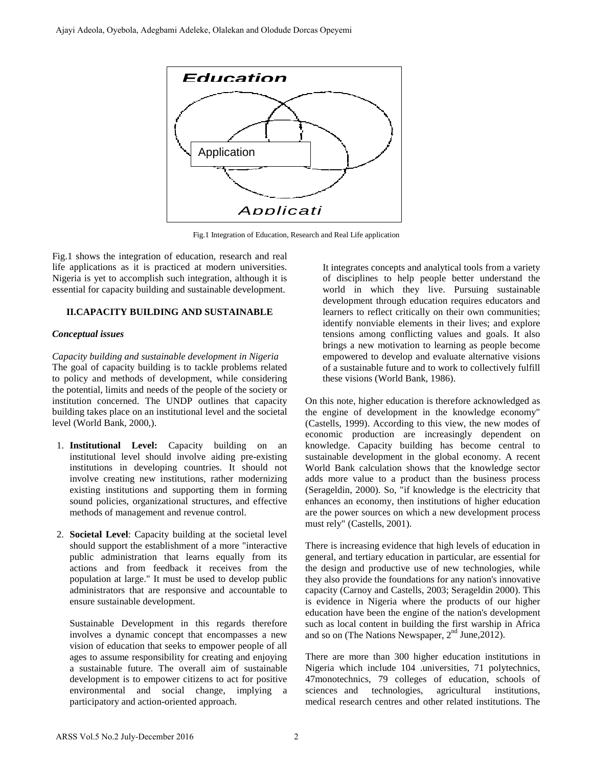Fig.1 Integration of Education, Research and Real Life application

Fig.1 shows the integration of education, research and real life applications as it is practiced at modern universities. Nigeria is yet to accomplish such integration, although it is essential for capacity building and sustainable development.

## II.CAPACITY BUILDING AND SUSTAINABLE

### *Conceptual issues*

*Capacity building and sustainable development in Nigeria*

The goal of capacity building is to tackle problems related to policy and methods of development, while considering the potential, limits and needs of the people of the society or institution concerned. The UNDP outlines that capacity building takes place on an institutional level and the societal level (World Bank, 2000,).

1. **Institutional Level:** Capacity building on an institutional level should involve aiding pre-existing institutions in developing countries. It should not involve creating new institutions, rather modernizing existing institutions and supporting them in forming sound policies, organizational structures, and effective methods of management and revenue control.

2. **Societal Level**: Capacity building at the societal level should support the establishment of a more "interactive public administration that learns equally from its actions and from feedback it receives from the population at large." It must be used to develop public administrators that are responsive and accountable to ensure sustainable development.

   Sustainable Development in this regards therefore involves a dynamic concept that encompasses a new vision of education that seeks to empower people of all ages to assume responsibility for creating and enjoying a sustainable future. The overall aim of sustainable development is to empower citizens to act for positive environmental and social change, implying a participatory and action-oriented approach.

   It integrates concepts and analytical tools from a variety of disciplines to help people better understand the world in which they live. Pursuing sustainable development through education requires educators and learners to reflect critically on their own communities; identify nonviable elements in their lives; and explore tensions among conflicting values and goals. It also brings a new motivation to learning as people become empowered to develop and evaluate alternative visions of a sustainable future and to work to collectively fulfill these visions (World Bank, 1986).

On this note, higher education is therefore acknowledged as the engine of development in the knowledge economy" (Castells, 1999). According to this view, the new modes of economic production are increasingly dependent on knowledge. Capacity building has become central to sustainable development in the global economy. A recent World Bank calculation shows that the knowledge sector adds more value to a product than the business process (Serageldin, 2000). So, "if knowledge is the electricity that enhances an economy, then institutions of higher education are the power sources on which a new development process must rely" (Castells, 2001).

There is increasing evidence that high levels of education in general, and tertiary education in particular, are essential for the design and productive use of new technologies, while they also provide the foundations for any nation's innovative capacity (Carnoy and Castells, 2003; Serageldin 2000). This is evidence in Nigeria where the products of our higher education have been the engine of the nation's development such as local content in building the first warship in Africa and so on (The Nations Newspaper, 2nd June,2012).

There are more than 300 higher education institutions in Nigeria which include 104 .universities, 71 polytechnics, 47monotechnics, 79 colleges of education, schools of sciences and technologies, agricultural institutions, medical research centres and other related institutions. The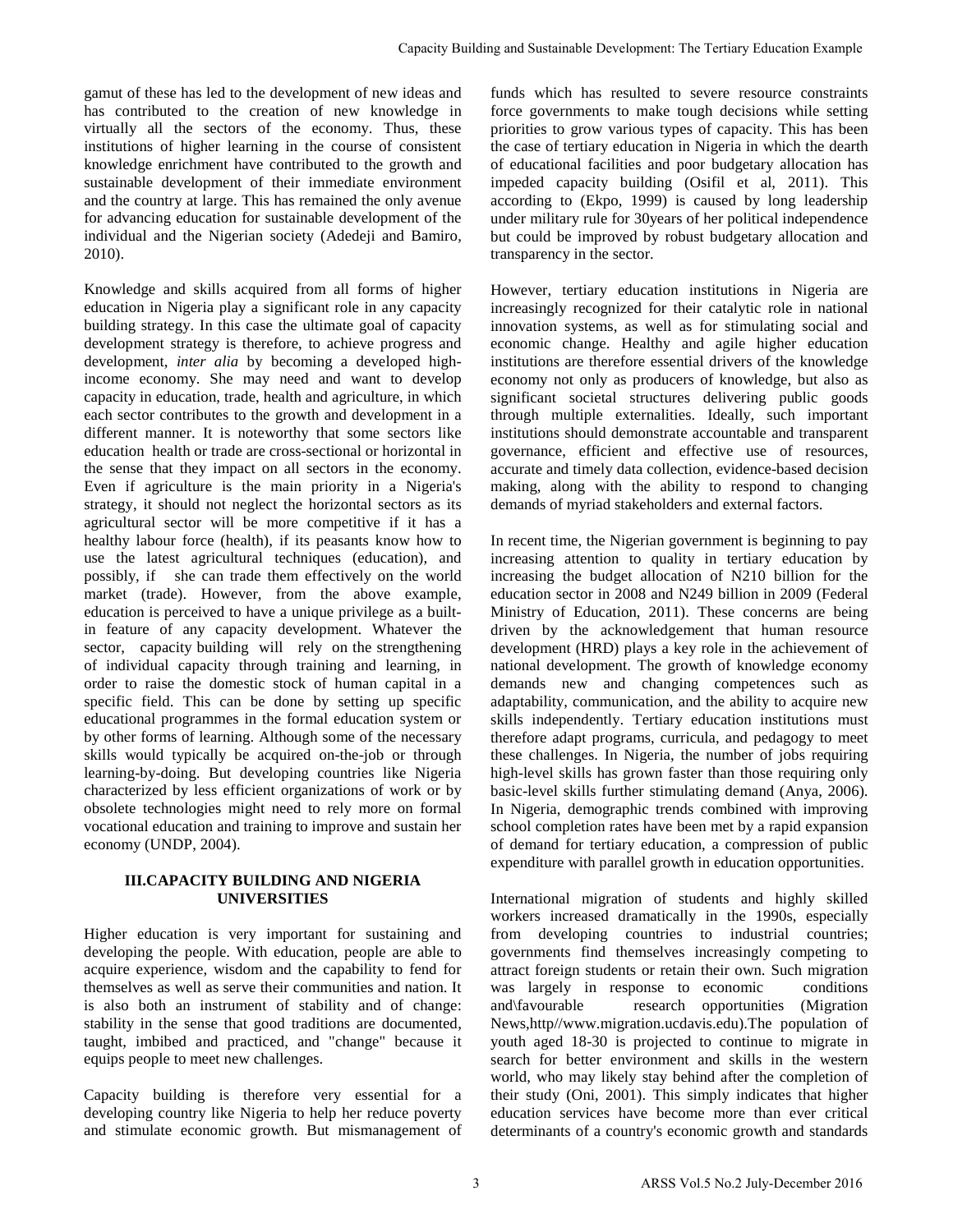gamut of these has led to the development of new ideas and has contributed to the creation of new knowledge in virtually all the sectors of the economy. Thus, these institutions of higher learning in the course of consistent knowledge enrichment have contributed to the growth and sustainable development of their immediate environment and the country at large. This has remained the only avenue for advancing education for sustainable development of the individual and the Nigerian society (Adedeji and Bamiro, 2010).

Knowledge and skills acquired from all forms of higher education in Nigeria play a significant role in any capacity building strategy. In this case the ultimate goal of capacity development strategy is therefore, to achieve progress and development, *inter alia* by becoming a developed high-income economy. She may need and want to develop capacity in education, trade, health and agriculture, in which each sector contributes to the growth and development in a different manner. It is noteworthy that some sectors like education health or trade are cross-sectional or horizontal in the sense that they impact on all sectors in the economy. Even if agriculture is the main priority in a Nigeria's strategy, it should not neglect the horizontal sectors as its agricultural sector will be more competitive if it has a healthy labour force (health), if its peasants know how to use the latest agricultural techniques (education), and possibly, if she can trade them effectively on the world market (trade). However, from the above example, education is perceived to have a unique privilege as a built-in feature of any capacity development. Whatever the sector, capacity building will rely on the strengthening of individual capacity through training and learning, in order to raise the domestic stock of human capital in a specific field. This can be done by setting up specific educational programmes in the formal education system or by other forms of learning. Although some of the necessary skills would typically be acquired on-the-job or through learning-by-doing. But developing countries like Nigeria characterized by less efficient organizations of work or by obsolete technologies might need to rely more on formal vocational education and training to improve and sustain her economy (UNDP, 2004).

## III.CAPACITY BUILDING AND NIGERIA UNIVERSITIES

Higher education is very important for sustaining and developing the people. With education, people are able to acquire experience, wisdom and the capability to fend for themselves as well as serve their communities and nation. It is also both an instrument of stability and of change: stability in the sense that good traditions are documented, taught, imbibed and practiced, and "change" because it equips people to meet new challenges.

Capacity building is therefore very essential for a developing country like Nigeria to help her reduce poverty and stimulate economic growth. But mismanagement of funds which has resulted to severe resource constraints force governments to make tough decisions while setting priorities to grow various types of capacity. This has been the case of tertiary education in Nigeria in which the dearth of educational facilities and poor budgetary allocation has impeded capacity building (Osifil et al, 2011). This according to (Ekpo, 1999) is caused by long leadership under military rule for 30years of her political independence but could be improved by robust budgetary allocation and transparency in the sector.

However, tertiary education institutions in Nigeria are increasingly recognized for their catalytic role in national innovation systems, as well as for stimulating social and economic change. Healthy and agile higher education institutions are therefore essential drivers of the knowledge economy not only as producers of knowledge, but also as significant societal structures delivering public goods through multiple externalities. Ideally, such important institutions should demonstrate accountable and transparent governance, efficient and effective use of resources, accurate and timely data collection, evidence-based decision making, along with the ability to respond to changing demands of myriad stakeholders and external factors.

In recent time, the Nigerian government is beginning to pay increasing attention to quality in tertiary education by increasing the budget allocation of N210 billion for the education sector in 2008 and N249 billion in 2009 (Federal Ministry of Education, 2011). These concerns are being driven by the acknowledgement that human resource development (HRD) plays a key role in the achievement of national development. The growth of knowledge economy demands new and changing competences such as adaptability, communication, and the ability to acquire new skills independently. Tertiary education institutions must therefore adapt programs, curricula, and pedagogy to meet these challenges. In Nigeria, the number of jobs requiring high-level skills has grown faster than those requiring only basic-level skills further stimulating demand (Anya, 2006). In Nigeria, demographic trends combined with improving school completion rates have been met by a rapid expansion of demand for tertiary education, a compression of public expenditure with parallel growth in education opportunities.

International migration of students and highly skilled workers increased dramatically in the 1990s, especially from developing countries to industrial countries; governments find themselves increasingly competing to attract foreign students or retain their own. Such migration was largely in response to economic conditions and\favourable research opportunities (Migration News,http//www.migration.ucdavis.edu).The population of youth aged 18-30 is projected to continue to migrate in search for better environment and skills in the western world, who may likely stay behind after the completion of their study (Oni, 2001). This simply indicates that higher education services have become more than ever critical determinants of a country's economic growth and standards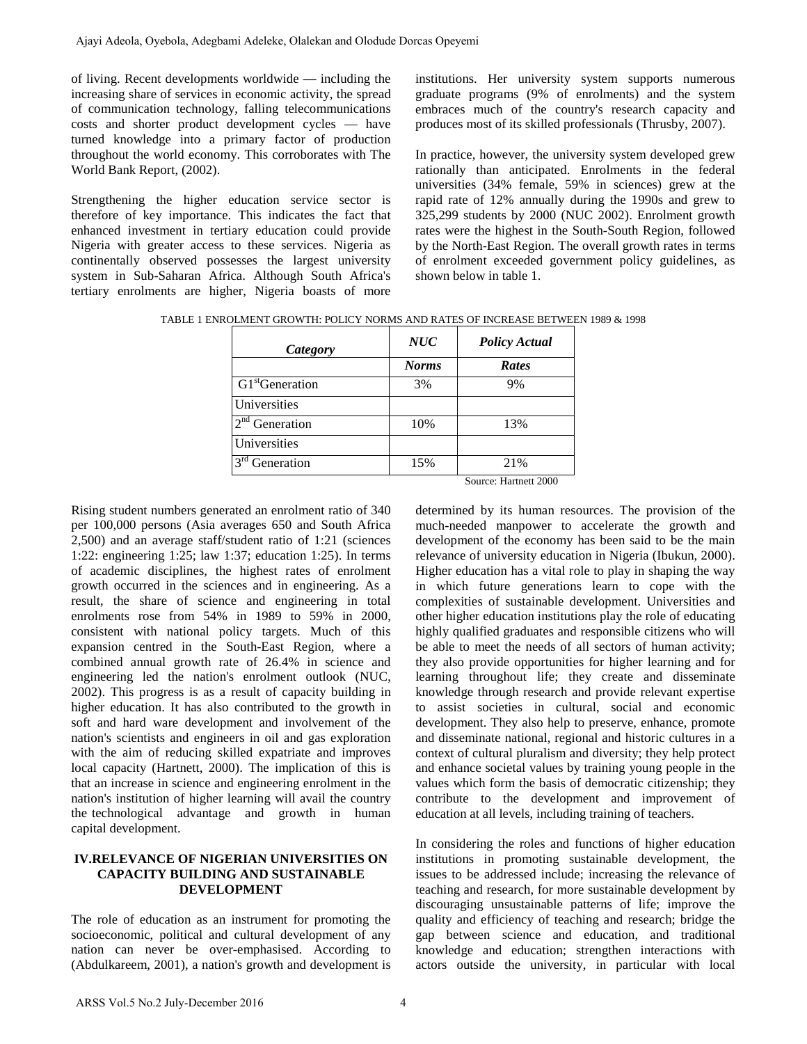of living. Recent developments worldwide — including the increasing share of services in economic activity, the spread of communication technology, falling telecommunications costs and shorter product development cycles — have turned knowledge into a primary factor of production throughout the world economy. This corroborates with The World Bank Report, (2002).

Strengthening the higher education service sector is therefore of key importance. This indicates the fact that enhanced investment in tertiary education could provide Nigeria with greater access to these services. Nigeria as continentally observed possesses the largest university system in Sub-Saharan Africa. Although South Africa's tertiary enrolments are higher, Nigeria boasts of more institutions. Her university system supports numerous graduate programs (9% of enrolments) and the system embraces much of the country's research capacity and produces most of its skilled professionals (Thrusby, 2007).

In practice, however, the university system developed grew rationally than anticipated. Enrolments in the federal universities (34% female, 59% in sciences) grew at the rapid rate of 12% annually during the 1990s and grew to 325,299 students by 2000 (NUC 2002). Enrolment growth rates were the highest in the South-South Region, followed by the North-East Region. The overall growth rates in terms of enrolment exceeded government policy guidelines, as shown below in table 1.

TABLE 1 ENROLMENT GROWTH: POLICY NORMS AND RATES OF INCREASE BETWEEN 1989 & 1998

| *Category* | *NUC* | *Policy Actual* |
|---|---|---|
| | *Norms* | *Rates* |
| G1st Generation | 3% | 9% |
| Universities | | |
| 2nd Generation | 10% | 13% |
| Universities | | |
| 3rd Generation | 15% | 21% |

Source: Hartnett 2000

Rising student numbers generated an enrolment ratio of 340 per 100,000 persons (Asia averages 650 and South Africa 2,500) and an average staff/student ratio of 1:21 (sciences 1:22: engineering 1:25; law 1:37; education 1:25). In terms of academic disciplines, the highest rates of enrolment growth occurred in the sciences and in engineering. As a result, the share of science and engineering in total enrolments rose from 54% in 1989 to 59% in 2000, consistent with national policy targets. Much of this expansion centred in the South-East Region, where a combined annual growth rate of 26.4% in science and engineering led the nation's enrolment outlook (NUC, 2002). This progress is as a result of capacity building in higher education. It has also contributed to the growth in soft and hard ware development and involvement of the nation's scientists and engineers in oil and gas exploration with the aim of reducing skilled expatriate and improves local capacity (Hartnett, 2000). The implication of this is that an increase in science and engineering enrolment in the nation's institution of higher learning will avail the country the technological advantage and growth in human capital development.

## IV.RELEVANCE OF NIGERIAN UNIVERSITIES ON CAPACITY BUILDING AND SUSTAINABLE DEVELOPMENT

The role of education as an instrument for promoting the socioeconomic, political and cultural development of any nation can never be over-emphasised. According to (Abdulkareem, 2001), a nation's growth and development is determined by its human resources. The provision of the much-needed manpower to accelerate the growth and development of the economy has been said to be the main relevance of university education in Nigeria (Ibukun, 2000). Higher education has a vital role to play in shaping the way in which future generations learn to cope with the complexities of sustainable development. Universities and other higher education institutions play the role of educating highly qualified graduates and responsible citizens who will be able to meet the needs of all sectors of human activity; they also provide opportunities for higher learning and for learning throughout life; they create and disseminate knowledge through research and provide relevant expertise to assist societies in cultural, social and economic development. They also help to preserve, enhance, promote and disseminate national, regional and historic cultures in a context of cultural pluralism and diversity; they help protect and enhance societal values by training young people in the values which form the basis of democratic citizenship; they contribute to the development and improvement of education at all levels, including training of teachers.

In considering the roles and functions of higher education institutions in promoting sustainable development, the issues to be addressed include; increasing the relevance of teaching and research, for more sustainable development by discouraging unsustainable patterns of life; improve the quality and efficiency of teaching and research; bridge the gap between science and education, and traditional knowledge and education; strengthen interactions with actors outside the university, in particular with local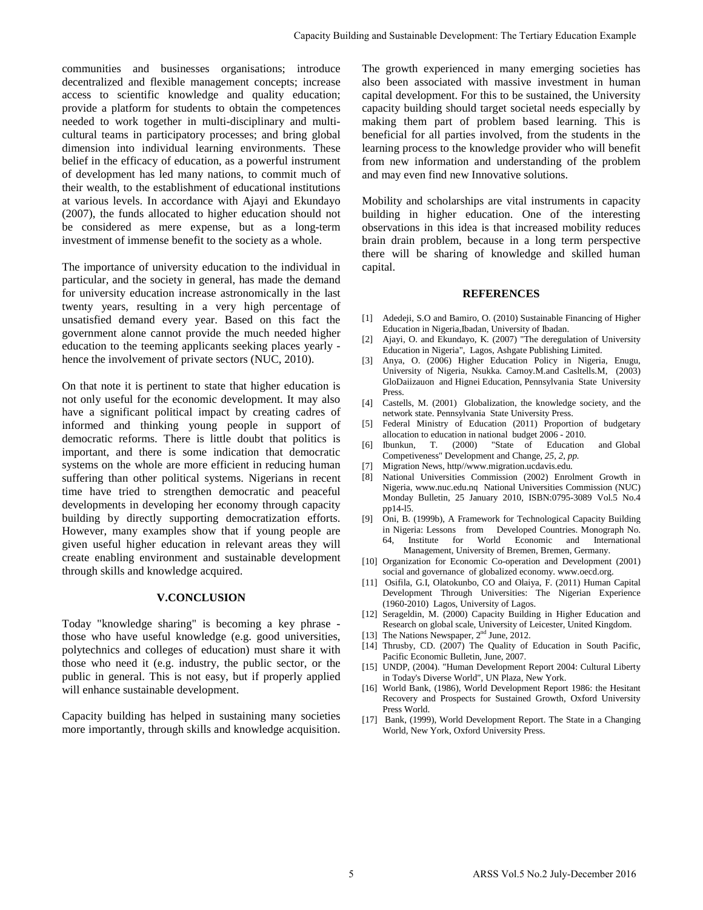communities and businesses organisations; introduce decentralized and flexible management concepts; increase access to scientific knowledge and quality education; provide a platform for students to obtain the competences needed to work together in multi-disciplinary and multi-cultural teams in participatory processes; and bring global dimension into individual learning environments. These belief in the efficacy of education, as a powerful instrument of development has led many nations, to commit much of their wealth, to the establishment of educational institutions at various levels. In accordance with Ajayi and Ekundayo (2007), the funds allocated to higher education should not be considered as mere expense, but as a long-term investment of immense benefit to the society as a whole.

The importance of university education to the individual in particular, and the society in general, has made the demand for university education increase astronomically in the last twenty years, resulting in a very high percentage of unsatisfied demand every year. Based on this fact the government alone cannot provide the much needed higher education to the teeming applicants seeking places yearly - hence the involvement of private sectors (NUC, 2010).

On that note it is pertinent to state that higher education is not only useful for the economic development. It may also have a significant political impact by creating cadres of informed and thinking young people in support of democratic reforms. There is little doubt that politics is important, and there is some indication that democratic systems on the whole are more efficient in reducing human suffering than other political systems. Nigerians in recent time have tried to strengthen democratic and peaceful developments in developing her economy through capacity building by directly supporting democratization efforts. However, many examples show that if young people are given useful higher education in relevant areas they will create enabling environment and sustainable development through skills and knowledge acquired.

## V. CONCLUSION

Today "knowledge sharing" is becoming a key phrase - those who have useful knowledge (e.g. good universities, polytechnics and colleges of education) must share it with those who need it (e.g. industry, the public sector, or the public in general. This is not easy, but if properly applied will enhance sustainable development.

Capacity building has helped in sustaining many societies more importantly, through skills and knowledge acquisition. The growth experienced in many emerging societies has also been associated with massive investment in human capital development. For this to be sustained, the University capacity building should target societal needs especially by making them part of problem based learning. This is beneficial for all parties involved, from the students in the learning process to the knowledge provider who will benefit from new information and understanding of the problem and may even find new Innovative solutions.

Mobility and scholarships are vital instruments in capacity building in higher education. One of the interesting observations in this idea is that increased mobility reduces brain drain problem, because in a long term perspective there will be sharing of knowledge and skilled human capital.

## REFERENCES

[1] Adedeji, S.O and Bamiro, O. (2010) Sustainable Financing of Higher Education in Nigeria,Ibadan, University of Ibadan.

[2] Ajayi, O. and Ekundayo, K. (2007) "The deregulation of University Education in Nigeria", Lagos, Ashgate Publishing Limited.

[3] Anya, O. (2006) Higher Education Policy in Nigeria, Enugu, University of Nigeria, Nsukka. Carnoy.M.and Casltells.M, (2003) GloDaiizauon and Hignei Education, Pennsylvania State University Press.

[4] Castells, M. (2001) Globalization, the knowledge society, and the network state. Pennsylvania State University Press.

[5] Federal Ministry of Education (2011) Proportion of budgetary allocation to education in national budget 2006 - 2010.

[6] Ibunkun, T. (2000) "State of Education and Global Competiveness" Development and Change, *25, 2, pp.*

[7] Migration News, http//www.migration.ucdavis.edu.

[8] National Universities Commission (2002) Enrolment Growth in Nigeria, www.nuc.edu.nq National Universities Commission (NUC) Monday Bulletin, 25 January 2010, ISBN:0795-3089 Vol.5 No.4 pp14-l5.

[9] Oni, B. (1999b), A Framework for Technological Capacity Building in Nigeria: Lessons from Developed Countries. Monograph No. 64, Institute for World Economic and International Management, University of Bremen, Bremen, Germany.

[10] Organization for Economic Co-operation and Development (2001) social and governance of globalized economy. www.oecd.org.

[11] Osifila, G.I, Olatokunbo, CO and Olaiya, F. (2011) Human Capital Development Through Universities: The Nigerian Experience (1960-2010) Lagos, University of Lagos.

[12] Serageldin, M. (2000) Capacity Building in Higher Education and Research on global scale, University of Leicester, United Kingdom.

[13] The Nations Newspaper, 2nd June, 2012.

[14] Thrusby, CD. (2007) The Quality of Education in South Pacific, Pacific Economic Bulletin, June, 2007.

[15] UNDP, (2004). "Human Development Report 2004: Cultural Liberty in Today's Diverse World", UN Plaza, New York.

[16] World Bank, (1986), World Development Report 1986: the Hesitant Recovery and Prospects for Sustained Growth, Oxford University Press World.

[17] Bank, (1999), World Development Report. The State in a Changing World, New York, Oxford University Press.